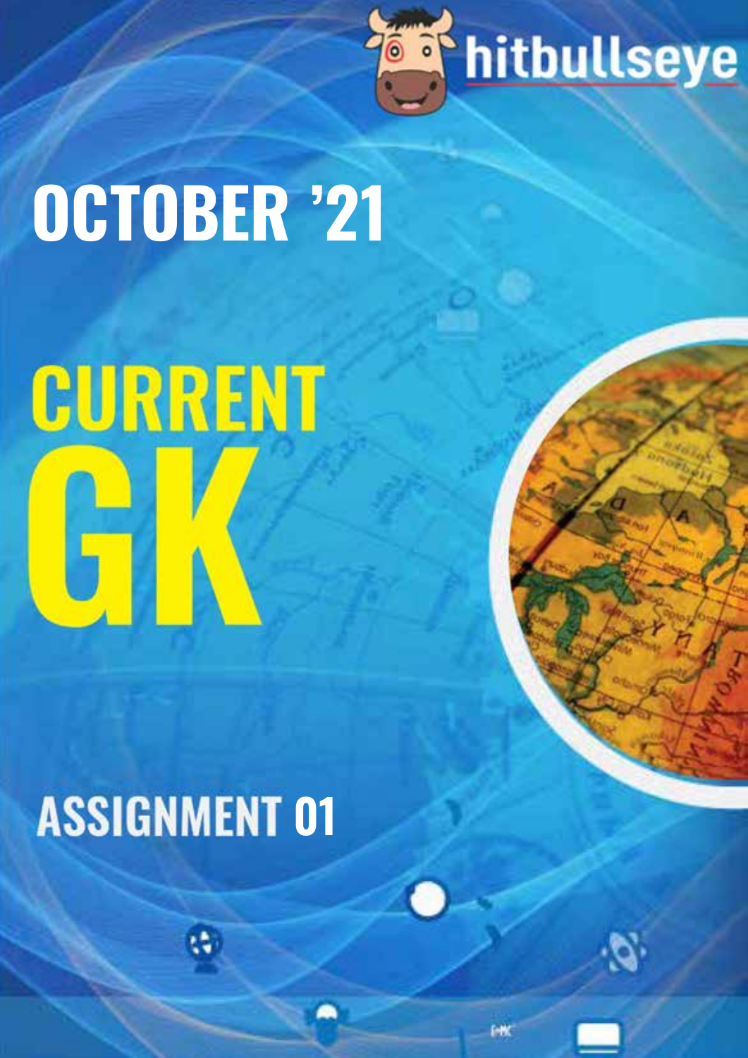hitbullseye

# OCTOBER '21

# CURRENT GK

## ASSIGNMENT 01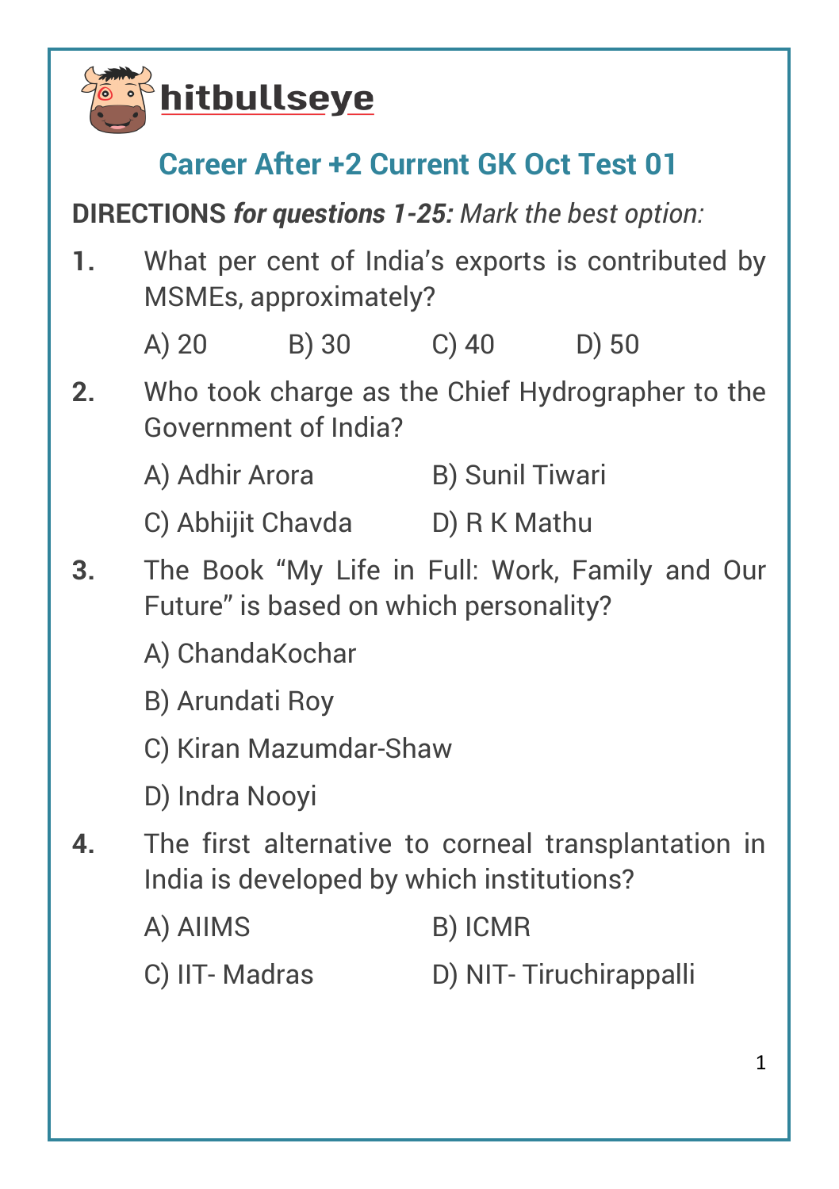hitbullseye

## Career After +2 Current GK Oct Test 01

**DIRECTIONS** ***for questions 1-25:*** *Mark the best option:*

**1.** What per cent of India's exports is contributed by MSMEs, approximately?

A) 20 B) 30 C) 40 D) 50

**2.** Who took charge as the Chief Hydrographer to the Government of India?

A) Adhir Arora B) Sunil Tiwari

C) Abhijit Chavda D) R K Mathu

**3.** The Book "My Life in Full: Work, Family and Our Future" is based on which personality?

A) ChandaKochar

B) Arundati Roy

C) Kiran Mazumdar-Shaw

D) Indra Nooyi

**4.** The first alternative to corneal transplantation in India is developed by which institutions?

A) AIIMS B) ICMR

C) IIT- Madras D) NIT- Tiruchirappalli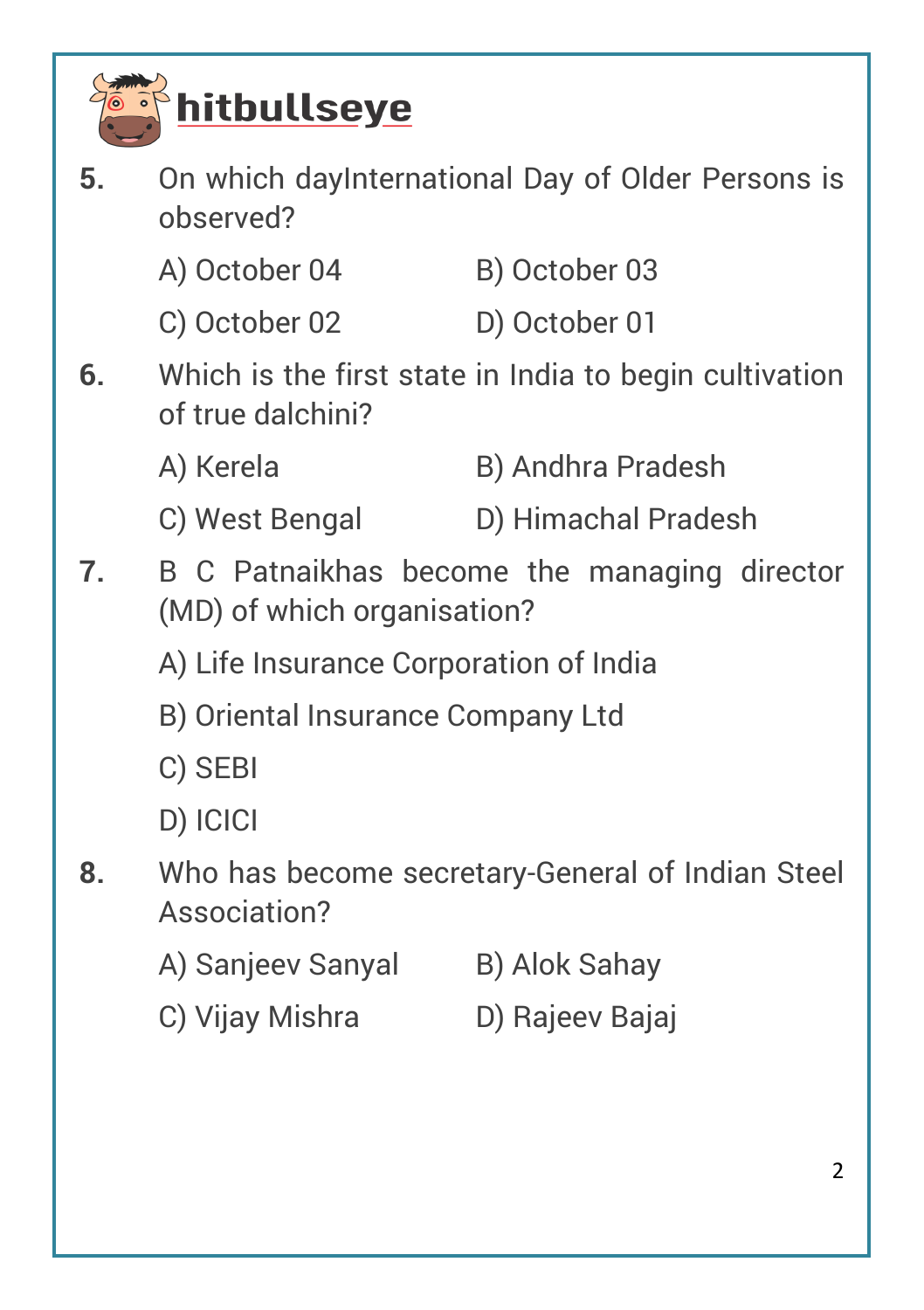**5.** On which dayInternational Day of Older Persons is observed?

A) October 04  
B) October 03  
C) October 02  
D) October 01

**6.** Which is the first state in India to begin cultivation of true dalchini?

A) Kerela  
B) Andhra Pradesh  
C) West Bengal  
D) Himachal Pradesh

**7.** B C Patnaikhas become the managing director (MD) of which organisation?

A) Life Insurance Corporation of India  
B) Oriental Insurance Company Ltd  
C) SEBI  
D) ICICI

**8.** Who has become secretary-General of Indian Steel Association?

A) Sanjeev Sanyal  
B) Alok Sahay  
C) Vijay Mishra  
D) Rajeev Bajaj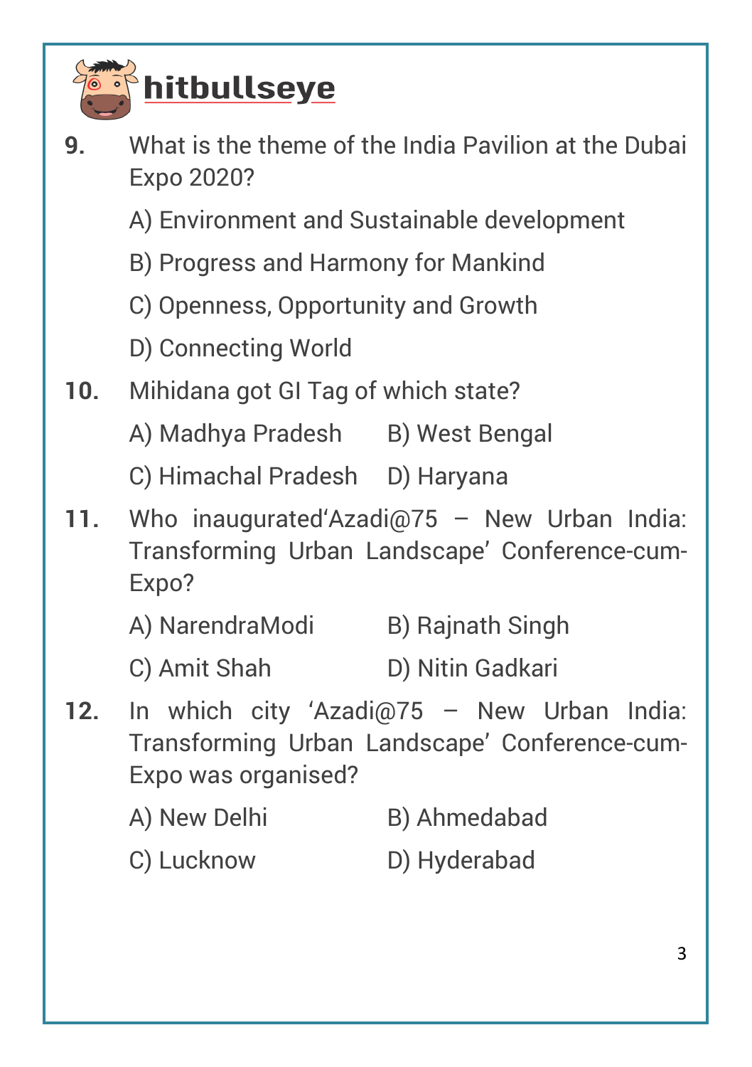**9.** What is the theme of the India Pavilion at the Dubai Expo 2020?

A) Environment and Sustainable development

B) Progress and Harmony for Mankind

C) Openness, Opportunity and Growth

D) Connecting World

**10.** Mihidana got GI Tag of which state?

A) Madhya Pradesh B) West Bengal

C) Himachal Pradesh D) Haryana

**11.** Who inaugurated'Azadi@75 – New Urban India: Transforming Urban Landscape' Conference-cum-Expo?

A) NarendraModi B) Rajnath Singh

C) Amit Shah D) Nitin Gadkari

**12.** In which city 'Azadi@75 – New Urban India: Transforming Urban Landscape' Conference-cum-Expo was organised?

A) New Delhi B) Ahmedabad

C) Lucknow D) Hyderabad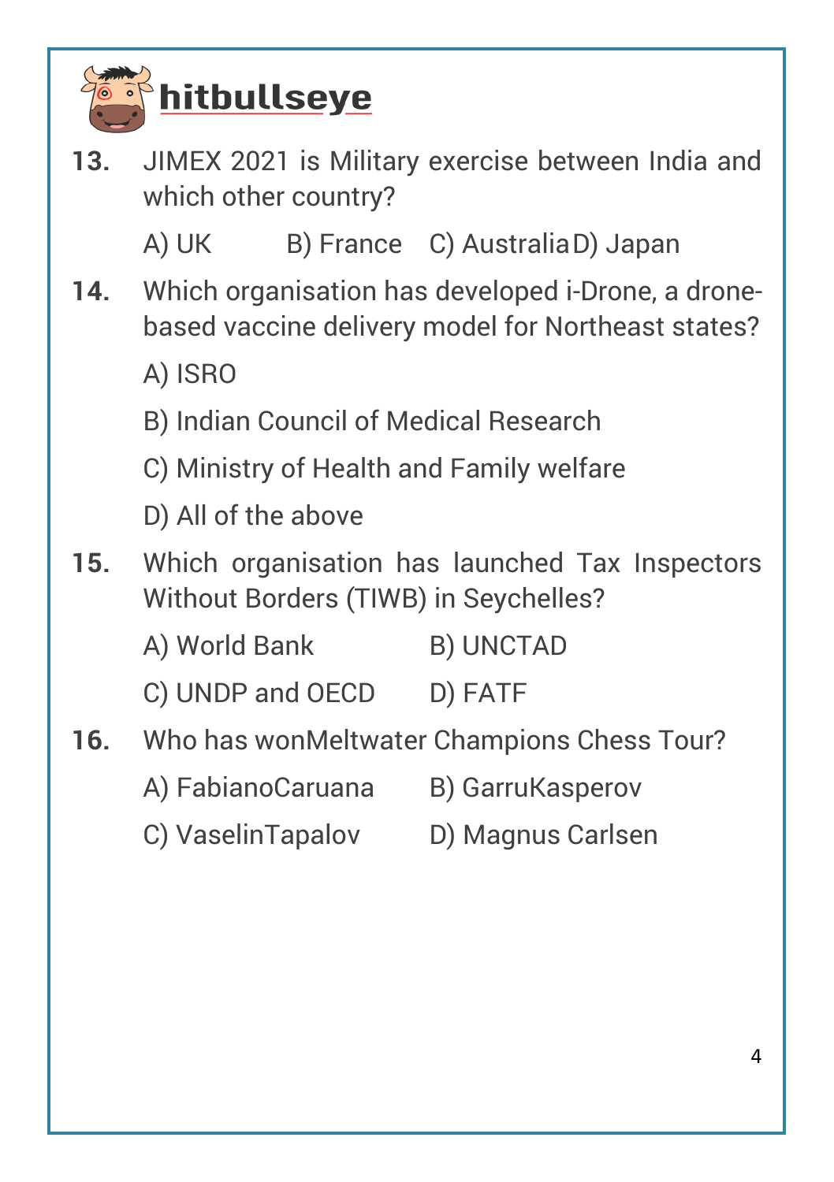**13.** JIMEX 2021 is Military exercise between India and which other country?

A) UK B) France C) Australia D) Japan

**14.** Which organisation has developed i-Drone, a drone-based vaccine delivery model for Northeast states?

A) ISRO

B) Indian Council of Medical Research

C) Ministry of Health and Family welfare

D) All of the above

**15.** Which organisation has launched Tax Inspectors Without Borders (TIWB) in Seychelles?

A) World Bank B) UNCTAD

C) UNDP and OECD D) FATF

**16.** Who has wonMeltwater Champions Chess Tour?

A) FabianoCaruana B) GarruKasperov

C) VaselinTapalov D) Magnus Carlsen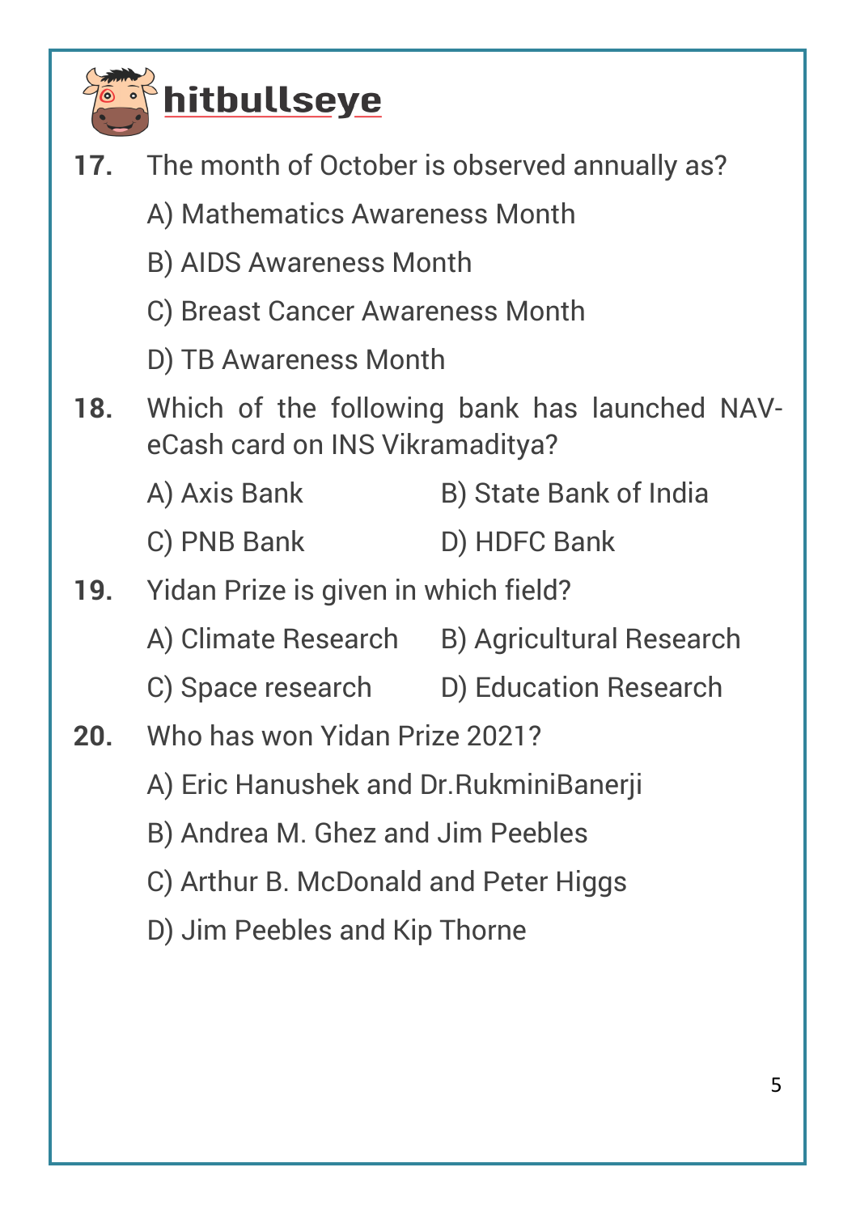**17.** The month of October is observed annually as?

A) Mathematics Awareness Month

B) AIDS Awareness Month

C) Breast Cancer Awareness Month

D) TB Awareness Month

**18.** Which of the following bank has launched NAV-eCash card on INS Vikramaditya?

A) Axis Bank

B) State Bank of India

C) PNB Bank

D) HDFC Bank

**19.** Yidan Prize is given in which field?

A) Climate Research

B) Agricultural Research

C) Space research

D) Education Research

**20.** Who has won Yidan Prize 2021?

A) Eric Hanushek and Dr.RukminiBanerji

B) Andrea M. Ghez and Jim Peebles

C) Arthur B. McDonald and Peter Higgs

D) Jim Peebles and Kip Thorne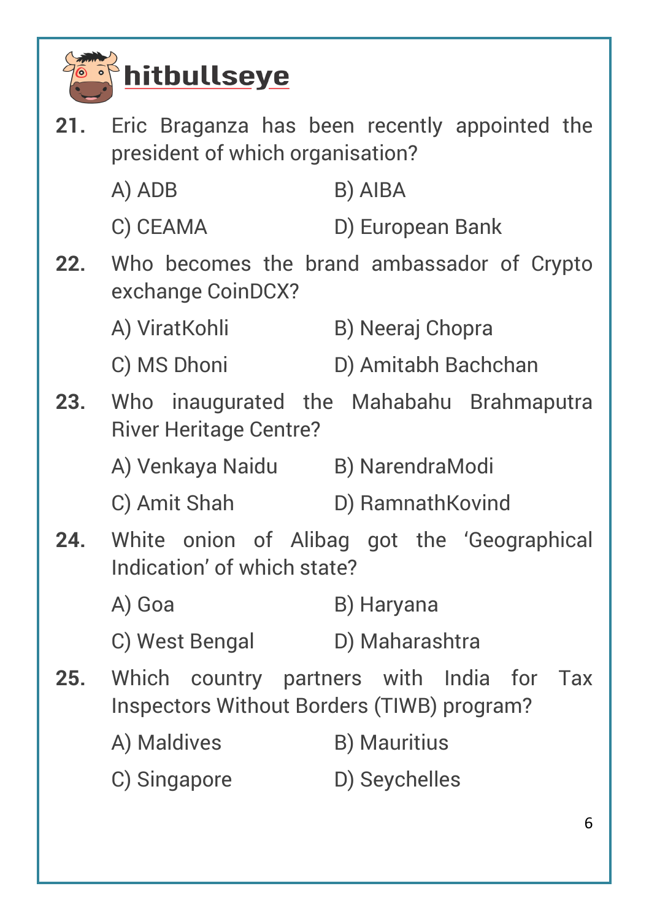**21.** Eric Braganza has been recently appointed the president of which organisation?

A) ADB
B) AIBA
C) CEAMA
D) European Bank

**22.** Who becomes the brand ambassador of Crypto exchange CoinDCX?

A) ViratKohli
B) Neeraj Chopra
C) MS Dhoni
D) Amitabh Bachchan

**23.** Who inaugurated the Mahabahu Brahmaputra River Heritage Centre?

A) Venkaya Naidu
B) NarendraModi
C) Amit Shah
D) RamnathKovind

**24.** White onion of Alibag got the 'Geographical Indication' of which state?

A) Goa
B) Haryana
C) West Bengal
D) Maharashtra

**25.** Which country partners with India for Tax Inspectors Without Borders (TIWB) program?

A) Maldives
B) Mauritius
C) Singapore
D) Seychelles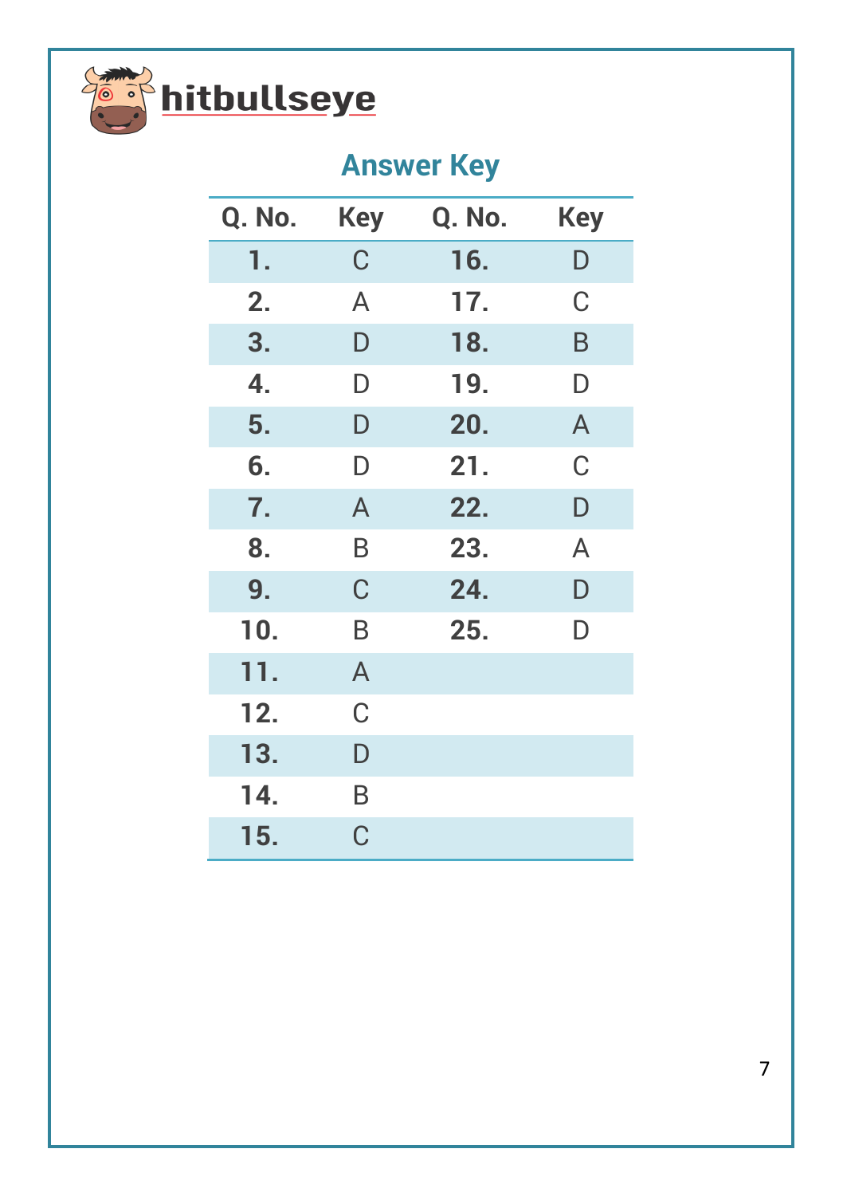## Answer Key

| Q. No. | Key | Q. No. | Key |
|---|---|---|---|
| **1.** | C | **16.** | D |
| **2.** | A | **17.** | C |
| **3.** | D | **18.** | B |
| **4.** | D | **19.** | D |
| **5.** | D | **20.** | A |
| **6.** | D | **21.** | C |
| **7.** | A | **22.** | D |
| **8.** | B | **23.** | A |
| **9.** | C | **24.** | D |
| **10.** | B | **25.** | D |
| **11.** | A | | |
| **12.** | C | | |
| **13.** | D | | |
| **14.** | B | | |
| **15.** | C | | |